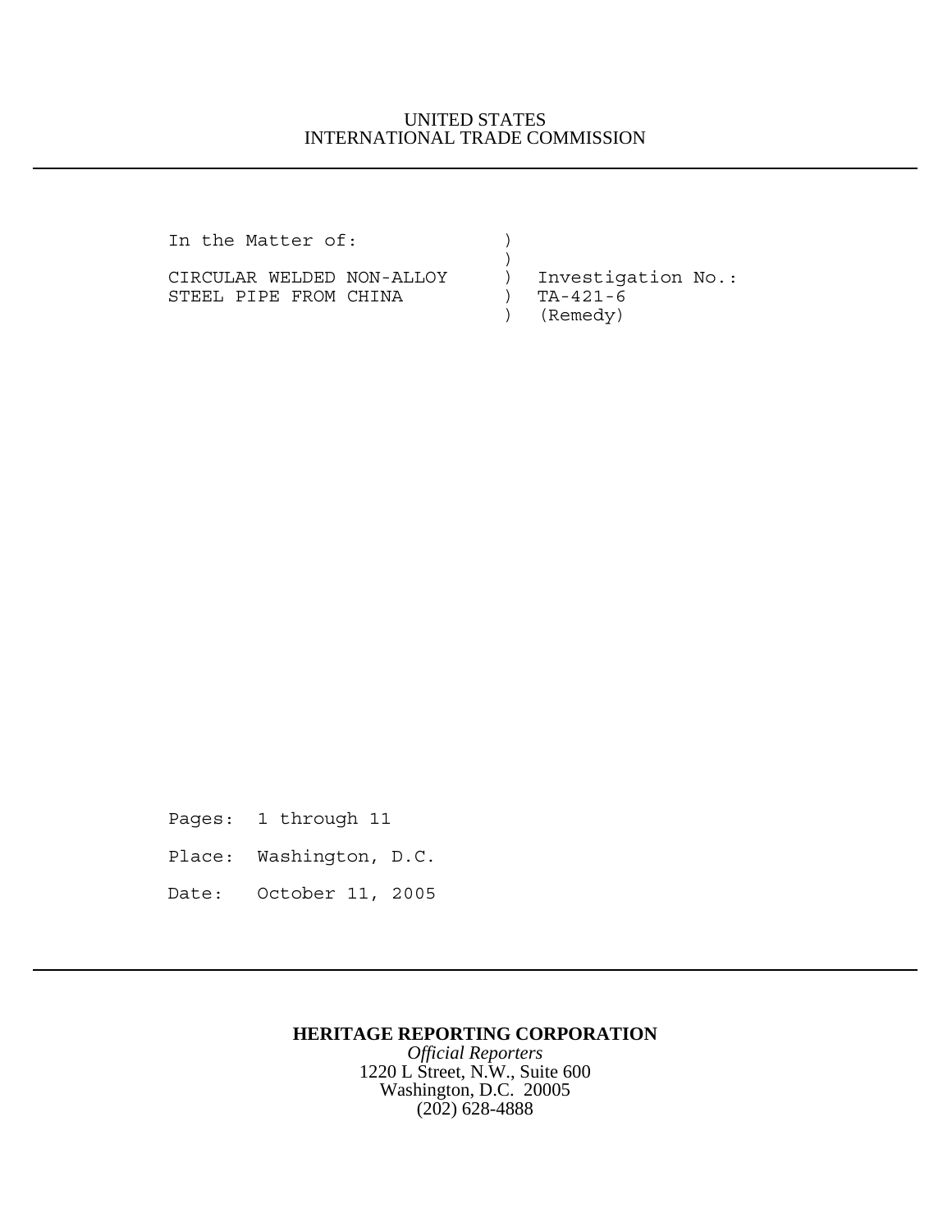UNITED STATES
INTERNATIONAL TRADE COMMISSION

---

```
In the Matter of:              )
                               )
CIRCULAR WELDED NON-ALLOY      )  Investigation No.:
STEEL PIPE FROM CHINA          )  TA-421-6
                               )  (Remedy)
```

Pages: 1 through 11

Place: Washington, D.C.

Date: October 11, 2005

---

**HERITAGE REPORTING CORPORATION**
*Official Reporters*
1220 L Street, N.W., Suite 600
Washington, D.C. 20005
(202) 628-4888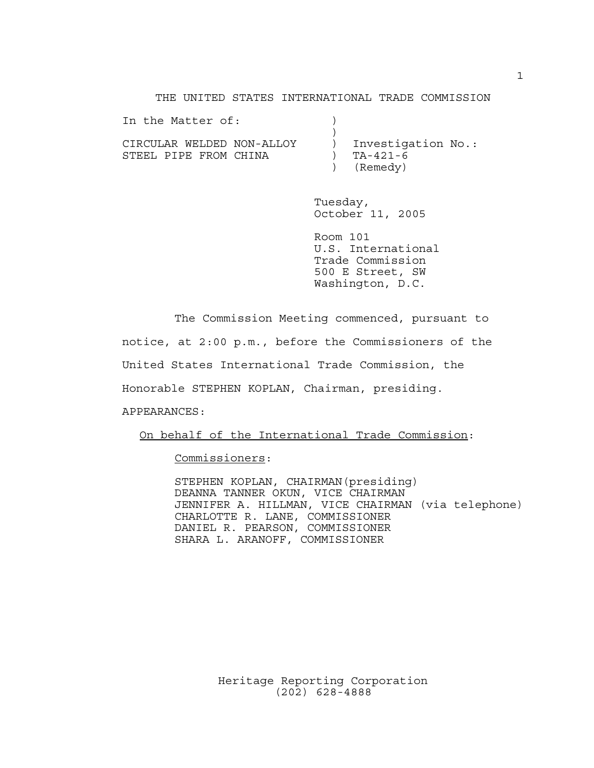THE UNITED STATES INTERNATIONAL TRADE COMMISSION

In the Matter of: )
)
CIRCULAR WELDED NON-ALLOY ) Investigation No.:
STEEL PIPE FROM CHINA ) TA-421-6
) (Remedy)

Tuesday,
October 11, 2005

Room 101
U.S. International
Trade Commission
500 E Street, SW
Washington, D.C.

The Commission Meeting commenced, pursuant to notice, at 2:00 p.m., before the Commissioners of the United States International Trade Commission, the Honorable STEPHEN KOPLAN, Chairman, presiding.

APPEARANCES:

On behalf of the International Trade Commission:

Commissioners:

STEPHEN KOPLAN, CHAIRMAN(presiding)
DEANNA TANNER OKUN, VICE CHAIRMAN
JENNIFER A. HILLMAN, VICE CHAIRMAN (via telephone)
CHARLOTTE R. LANE, COMMISSIONER
DANIEL R. PEARSON, COMMISSIONER
SHARA L. ARANOFF, COMMISSIONER

Heritage Reporting Corporation
(202) 628-4888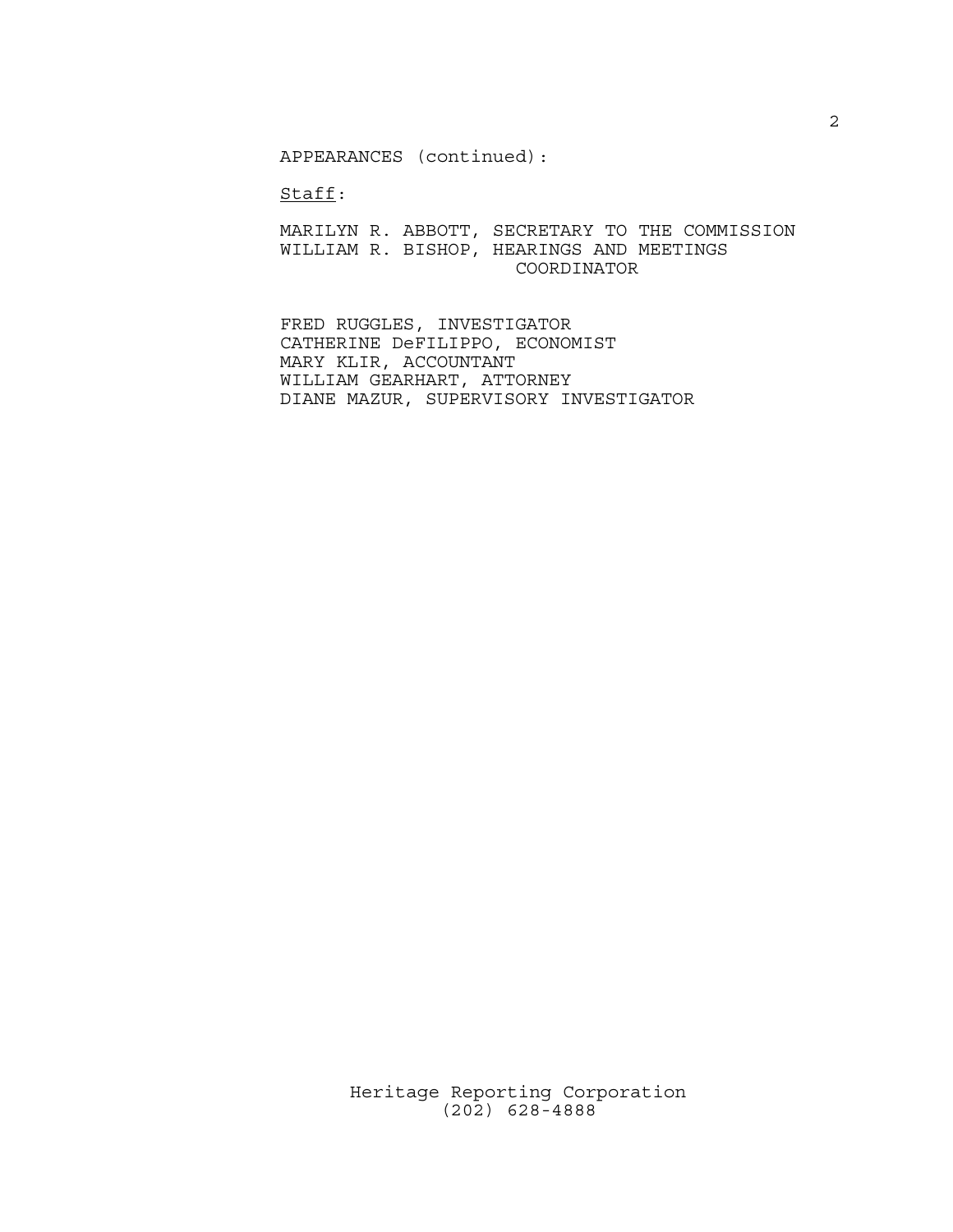APPEARANCES (continued):

Staff:

MARILYN R. ABBOTT, SECRETARY TO THE COMMISSION
WILLIAM R. BISHOP, HEARINGS AND MEETINGS COORDINATOR

FRED RUGGLES, INVESTIGATOR
CATHERINE DeFILIPPO, ECONOMIST
MARY KLIR, ACCOUNTANT
WILLIAM GEARHART, ATTORNEY
DIANE MAZUR, SUPERVISORY INVESTIGATOR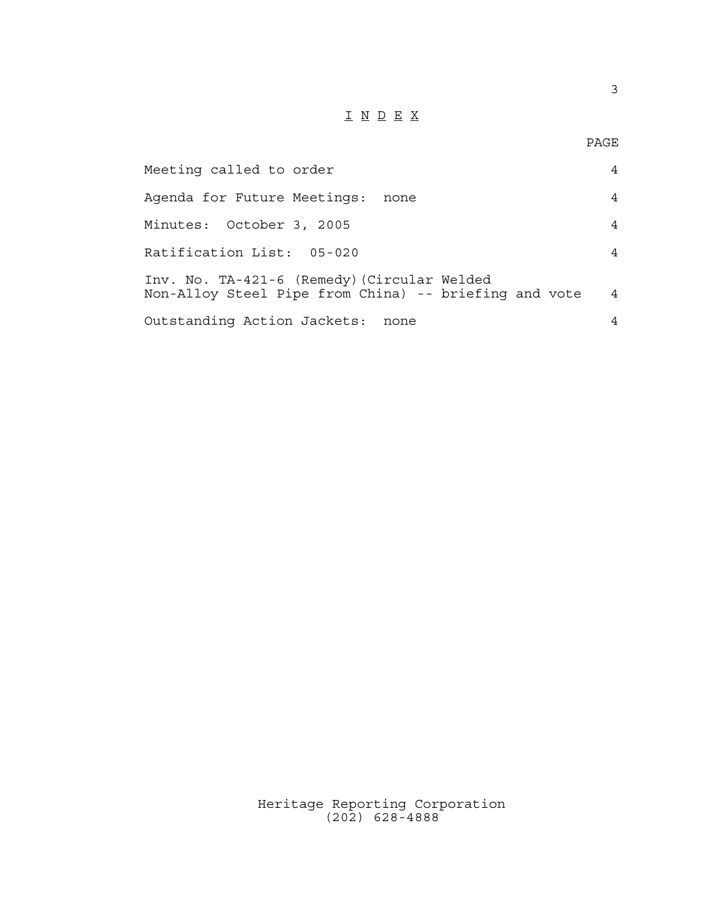# I N D E X

| | PAGE |
|---|---|
| Meeting called to order | 4 |
| Agenda for Future Meetings: none | 4 |
| Minutes: October 3, 2005 | 4 |
| Ratification List: 05-020 | 4 |
| Inv. No. TA-421-6 (Remedy)(Circular Welded Non-Alloy Steel Pipe from China) -- briefing and vote | 4 |
| Outstanding Action Jackets: none | 4 |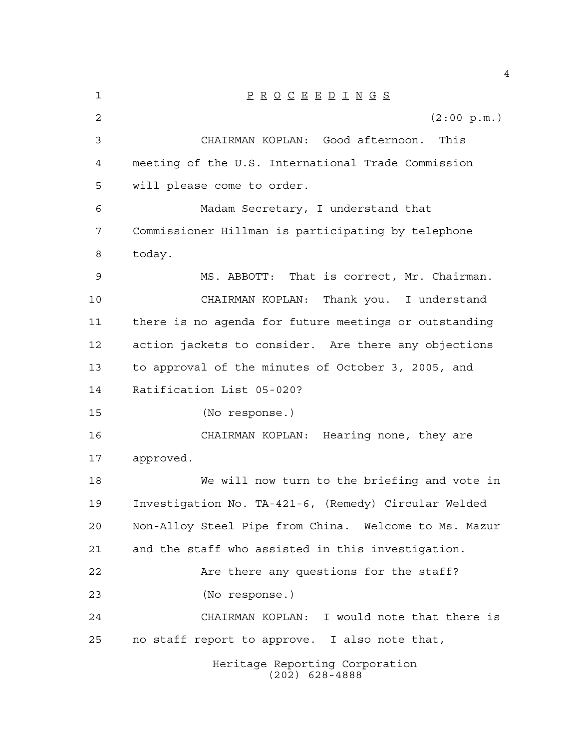P R O C E E D I N G S

(2:00 p.m.)

CHAIRMAN KOPLAN: Good afternoon. This meeting of the U.S. International Trade Commission will please come to order.

Madam Secretary, I understand that Commissioner Hillman is participating by telephone today.

MS. ABBOTT: That is correct, Mr. Chairman.

CHAIRMAN KOPLAN: Thank you. I understand there is no agenda for future meetings or outstanding action jackets to consider. Are there any objections to approval of the minutes of October 3, 2005, and Ratification List 05-020?

(No response.)

CHAIRMAN KOPLAN: Hearing none, they are approved.

We will now turn to the briefing and vote in Investigation No. TA-421-6, (Remedy) Circular Welded Non-Alloy Steel Pipe from China. Welcome to Ms. Mazur and the staff who assisted in this investigation.

Are there any questions for the staff?

(No response.)

CHAIRMAN KOPLAN: I would note that there is no staff report to approve. I also note that,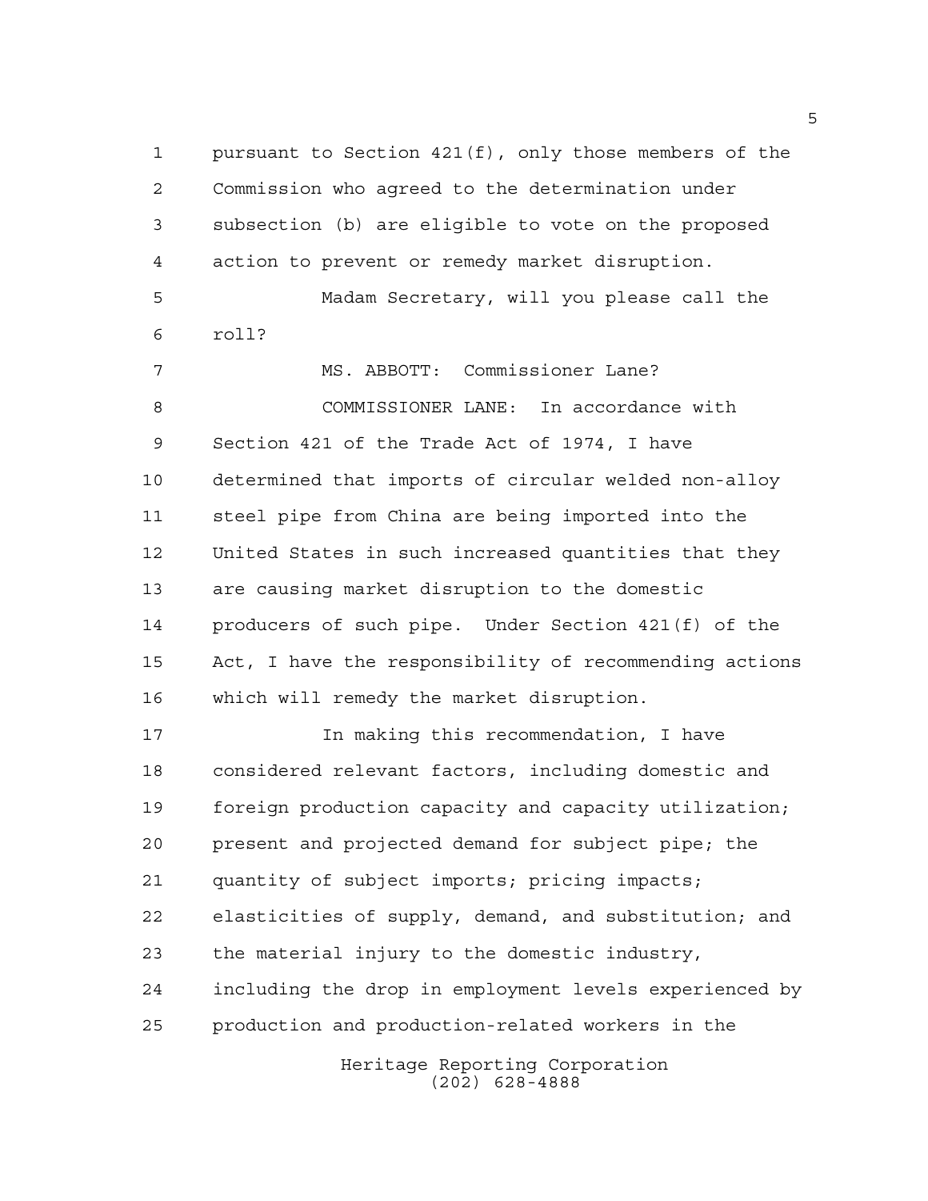pursuant to Section 421(f), only those members of the Commission who agreed to the determination under subsection (b) are eligible to vote on the proposed action to prevent or remedy market disruption.

Madam Secretary, will you please call the roll?

MS. ABBOTT: Commissioner Lane?

COMMISSIONER LANE: In accordance with Section 421 of the Trade Act of 1974, I have determined that imports of circular welded non-alloy steel pipe from China are being imported into the United States in such increased quantities that they are causing market disruption to the domestic producers of such pipe. Under Section 421(f) of the Act, I have the responsibility of recommending actions which will remedy the market disruption.

In making this recommendation, I have considered relevant factors, including domestic and foreign production capacity and capacity utilization; present and projected demand for subject pipe; the quantity of subject imports; pricing impacts; elasticities of supply, demand, and substitution; and the material injury to the domestic industry, including the drop in employment levels experienced by production and production-related workers in the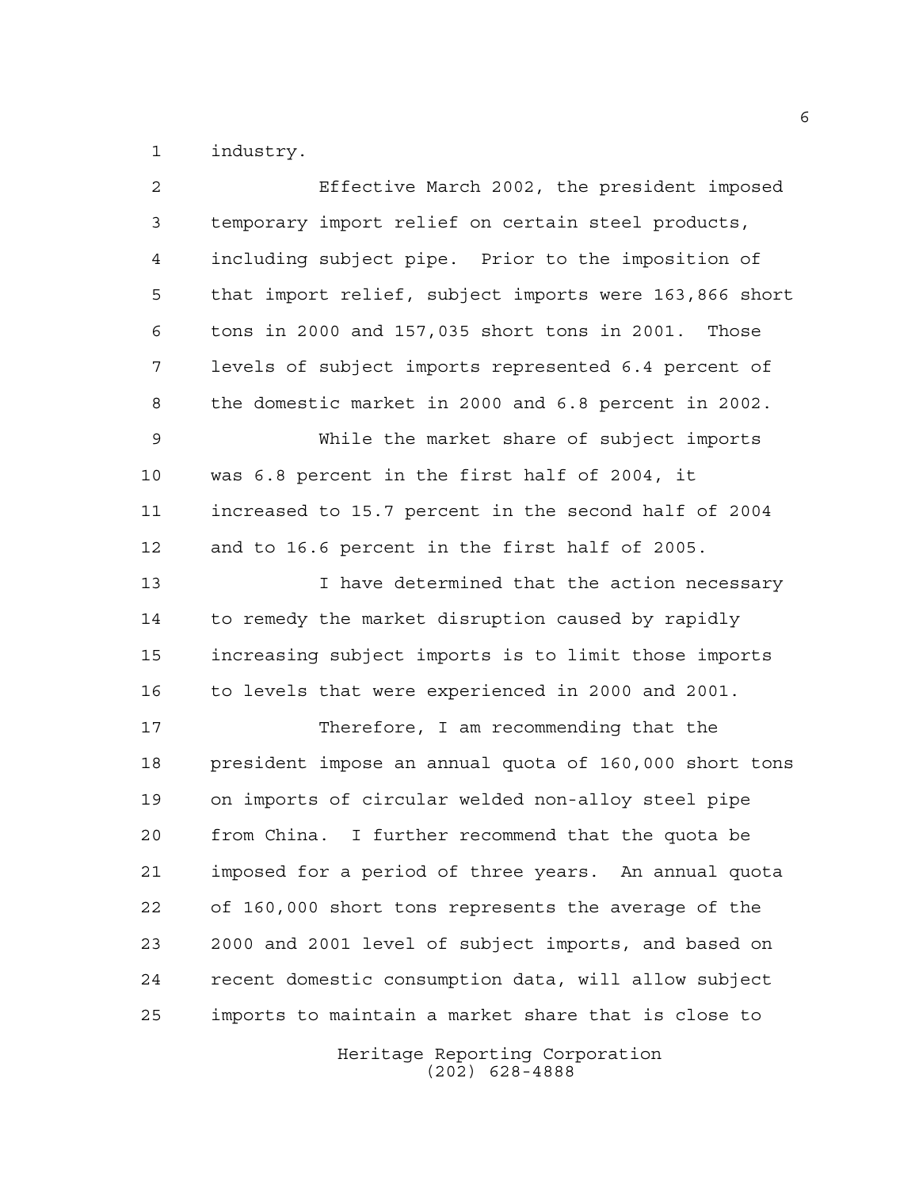industry.

Effective March 2002, the president imposed temporary import relief on certain steel products, including subject pipe. Prior to the imposition of that import relief, subject imports were 163,866 short tons in 2000 and 157,035 short tons in 2001. Those levels of subject imports represented 6.4 percent of the domestic market in 2000 and 6.8 percent in 2002.

While the market share of subject imports was 6.8 percent in the first half of 2004, it increased to 15.7 percent in the second half of 2004 and to 16.6 percent in the first half of 2005.

I have determined that the action necessary to remedy the market disruption caused by rapidly increasing subject imports is to limit those imports to levels that were experienced in 2000 and 2001.

Therefore, I am recommending that the president impose an annual quota of 160,000 short tons on imports of circular welded non-alloy steel pipe from China. I further recommend that the quota be imposed for a period of three years. An annual quota of 160,000 short tons represents the average of the 2000 and 2001 level of subject imports, and based on recent domestic consumption data, will allow subject imports to maintain a market share that is close to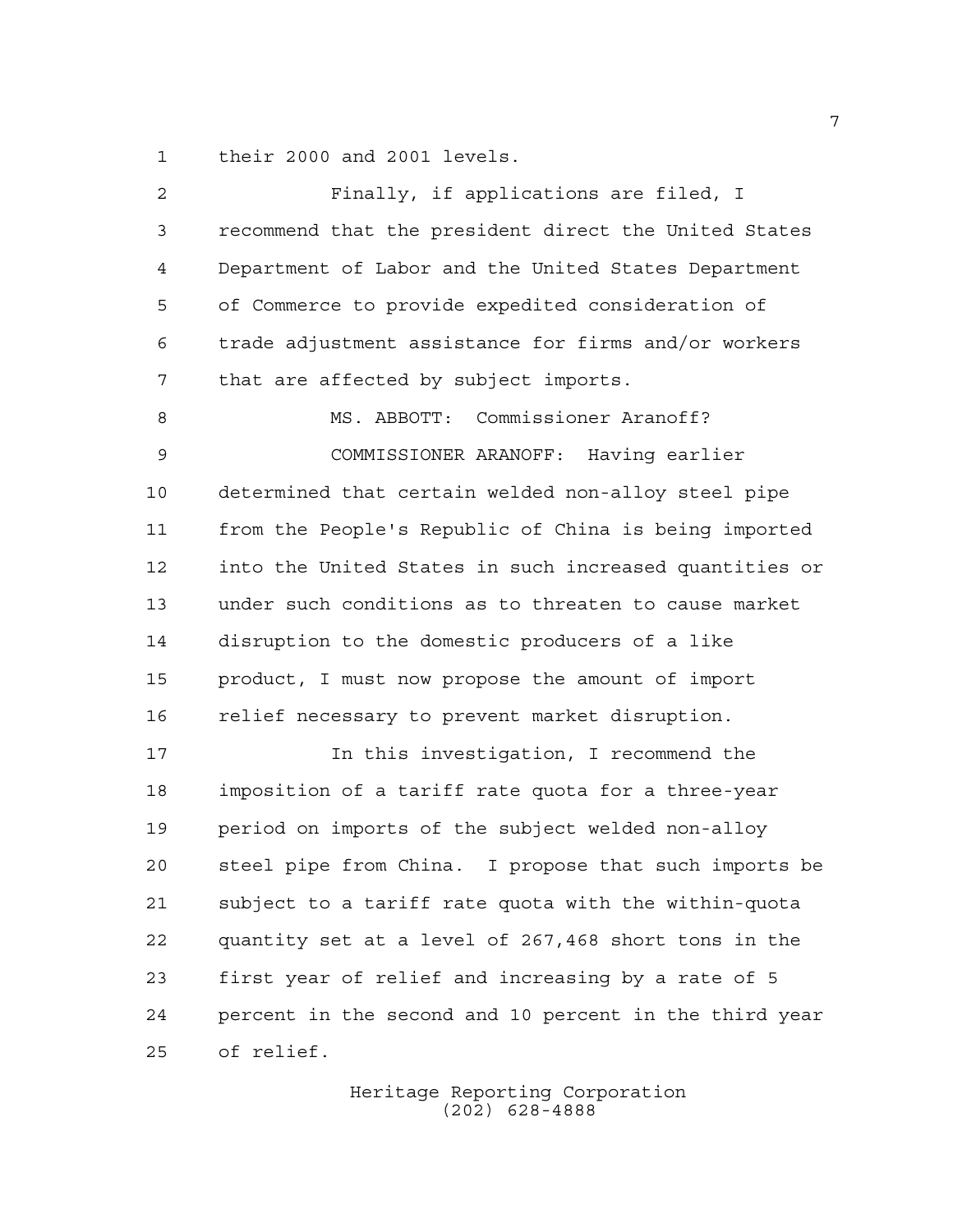their 2000 and 2001 levels.

Finally, if applications are filed, I recommend that the president direct the United States Department of Labor and the United States Department of Commerce to provide expedited consideration of trade adjustment assistance for firms and/or workers that are affected by subject imports.

MS. ABBOTT: Commissioner Aranoff?

COMMISSIONER ARANOFF: Having earlier determined that certain welded non-alloy steel pipe from the People's Republic of China is being imported into the United States in such increased quantities or under such conditions as to threaten to cause market disruption to the domestic producers of a like product, I must now propose the amount of import relief necessary to prevent market disruption.

In this investigation, I recommend the imposition of a tariff rate quota for a three-year period on imports of the subject welded non-alloy steel pipe from China. I propose that such imports be subject to a tariff rate quota with the within-quota quantity set at a level of 267,468 short tons in the first year of relief and increasing by a rate of 5 percent in the second and 10 percent in the third year of relief.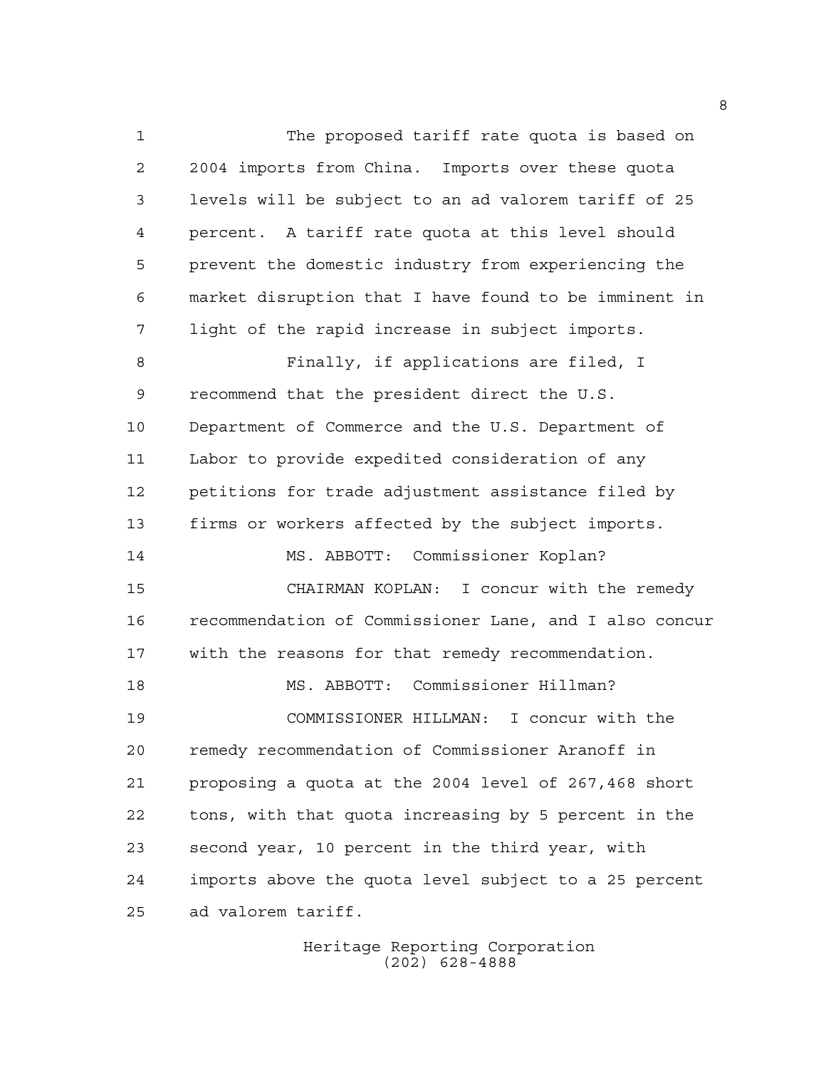The proposed tariff rate quota is based on 2004 imports from China. Imports over these quota levels will be subject to an ad valorem tariff of 25 percent. A tariff rate quota at this level should prevent the domestic industry from experiencing the market disruption that I have found to be imminent in light of the rapid increase in subject imports.

Finally, if applications are filed, I recommend that the president direct the U.S. Department of Commerce and the U.S. Department of Labor to provide expedited consideration of any petitions for trade adjustment assistance filed by firms or workers affected by the subject imports.

MS. ABBOTT: Commissioner Koplan?

CHAIRMAN KOPLAN: I concur with the remedy recommendation of Commissioner Lane, and I also concur with the reasons for that remedy recommendation.

MS. ABBOTT: Commissioner Hillman?

COMMISSIONER HILLMAN: I concur with the remedy recommendation of Commissioner Aranoff in proposing a quota at the 2004 level of 267,468 short tons, with that quota increasing by 5 percent in the second year, 10 percent in the third year, with imports above the quota level subject to a 25 percent ad valorem tariff.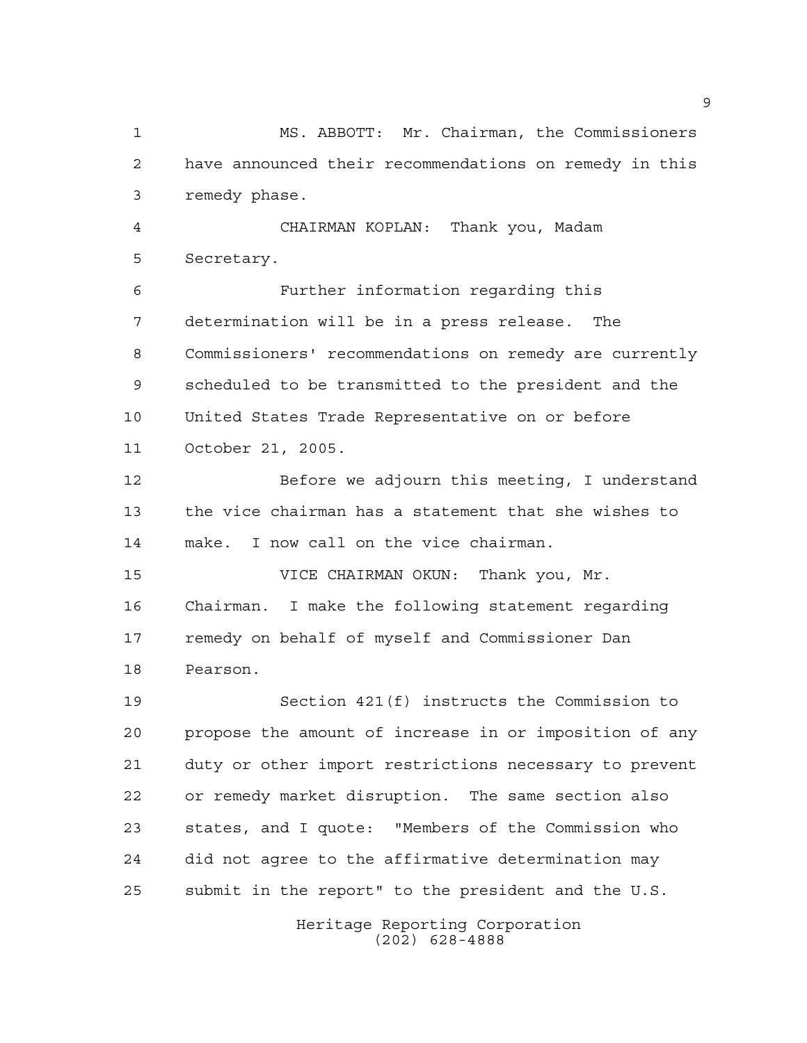MS. ABBOTT: Mr. Chairman, the Commissioners have announced their recommendations on remedy in this remedy phase.

CHAIRMAN KOPLAN: Thank you, Madam Secretary.

Further information regarding this determination will be in a press release. The Commissioners' recommendations on remedy are currently scheduled to be transmitted to the president and the United States Trade Representative on or before October 21, 2005.

Before we adjourn this meeting, I understand the vice chairman has a statement that she wishes to make. I now call on the vice chairman.

VICE CHAIRMAN OKUN: Thank you, Mr. Chairman. I make the following statement regarding remedy on behalf of myself and Commissioner Dan Pearson.

Section 421(f) instructs the Commission to propose the amount of increase in or imposition of any duty or other import restrictions necessary to prevent or remedy market disruption. The same section also states, and I quote: "Members of the Commission who did not agree to the affirmative determination may submit in the report" to the president and the U.S.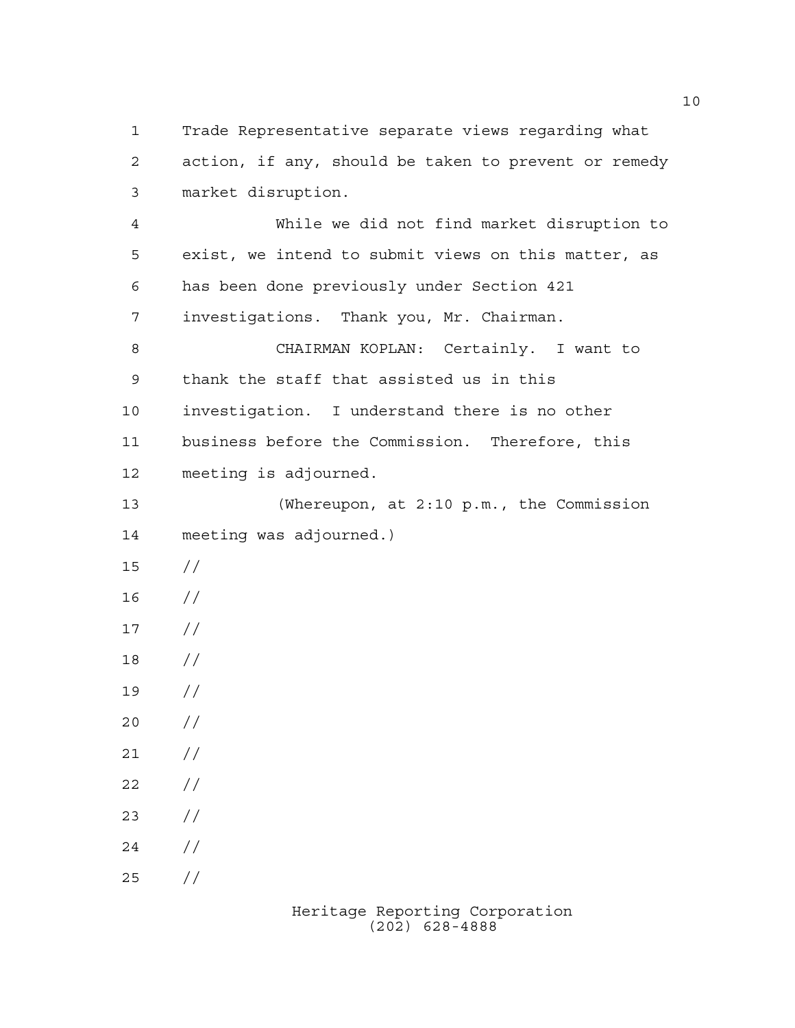Trade Representative separate views regarding what action, if any, should be taken to prevent or remedy market disruption.

While we did not find market disruption to exist, we intend to submit views on this matter, as has been done previously under Section 421 investigations. Thank you, Mr. Chairman.

CHAIRMAN KOPLAN: Certainly. I want to thank the staff that assisted us in this investigation. I understand there is no other business before the Commission. Therefore, this meeting is adjourned.

(Whereupon, at 2:10 p.m., the Commission meeting was adjourned.)

//

//

//

//

//

//

//

//

//

//

//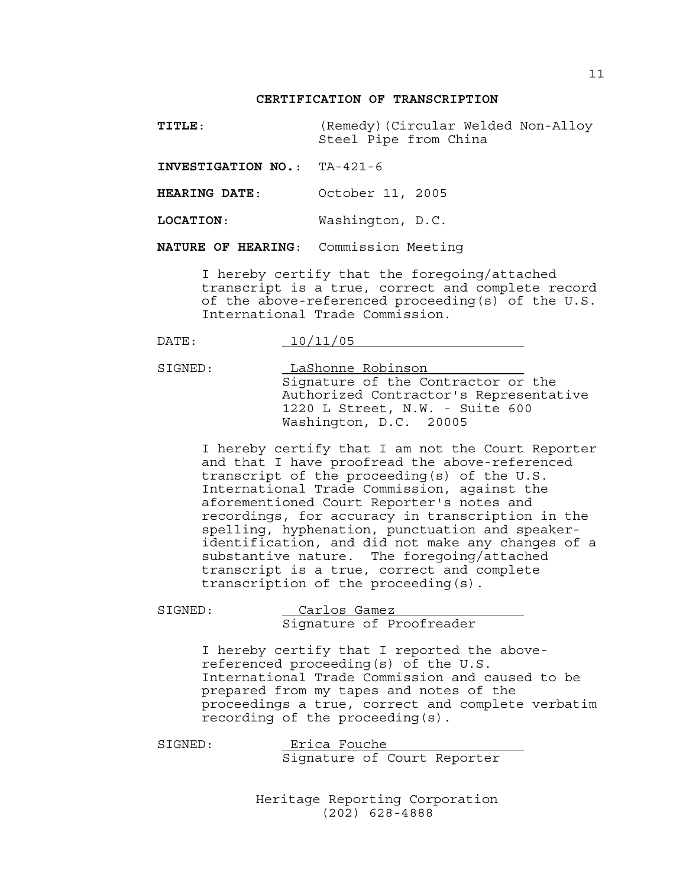## CERTIFICATION OF TRANSCRIPTION

**TITLE**: (Remedy)(Circular Welded Non-Alloy Steel Pipe from China

**INVESTIGATION NO.**: TA-421-6

**HEARING DATE**: October 11, 2005

**LOCATION**: Washington, D.C.

**NATURE OF HEARING**: Commission Meeting

I hereby certify that the foregoing/attached transcript is a true, correct and complete record of the above-referenced proceeding(s) of the U.S. International Trade Commission.

DATE: 10/11/05

SIGNED: LaShonne Robinson
Signature of the Contractor or the Authorized Contractor's Representative
1220 L Street, N.W. - Suite 600
Washington, D.C. 20005

I hereby certify that I am not the Court Reporter and that I have proofread the above-referenced transcript of the proceeding(s) of the U.S. International Trade Commission, against the aforementioned Court Reporter's notes and recordings, for accuracy in transcription in the spelling, hyphenation, punctuation and speaker-identification, and did not make any changes of a substantive nature. The foregoing/attached transcript is a true, correct and complete transcription of the proceeding(s).

SIGNED: Carlos Gamez
Signature of Proofreader

I hereby certify that I reported the above-referenced proceeding(s) of the U.S. International Trade Commission and caused to be prepared from my tapes and notes of the proceedings a true, correct and complete verbatim recording of the proceeding(s).

SIGNED: Erica Fouche
Signature of Court Reporter